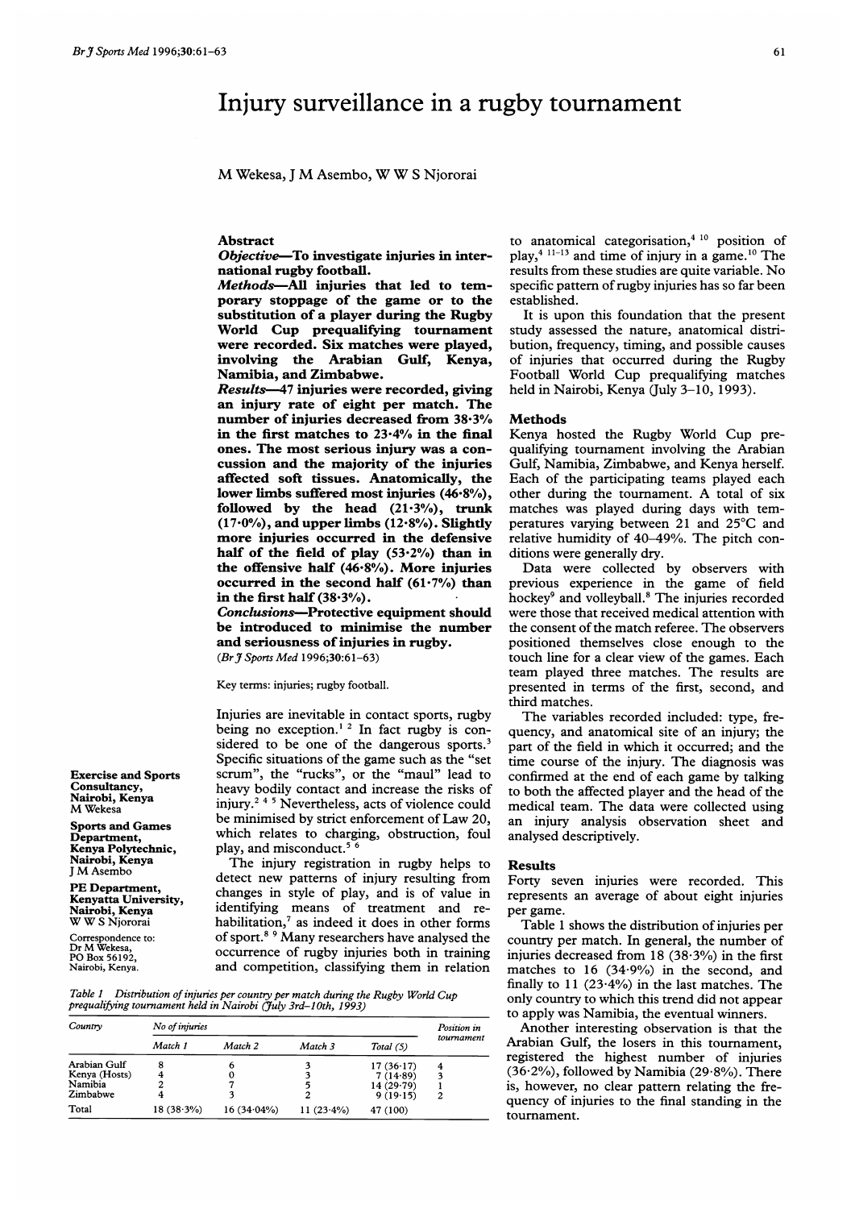# Injury surveillance in a rugby tournament

M Wekesa, J M Asembo, W W S Njororai

Exercise and Sports Consultancy, Nairobi, Kenya
M Wekesa

Sports and Games Department, Kenya Polytechnic, Nairobi, Kenya
J M Asembo

PE Department, Kenyatta University, Nairobi, Kenya
W W S Njororai

Correspondence to: Dr M Wekesa, PO Box 56192, Nairobi, Kenya.

## Abstract

**Objective—To investigate injuries in international rugby football.**

**Methods—All injuries that led to temporary stoppage of the game or to the substitution of a player during the Rugby World Cup prequalifying tournament were recorded. Six matches were played, involving the Arabian Gulf, Kenya, Namibia, and Zimbabwe.**

**Results—47 injuries were recorded, giving an injury rate of eight per match. The number of injuries decreased from 38·3% in the first matches to 23·4% in the final ones. The most serious injury was a concussion and the majority of the injuries affected soft tissues. Anatomically, the lower limbs suffered most injuries (46·8%), followed by the head (21·3%), trunk (17·0%), and upper limbs (12·8%). Slightly more injuries occurred in the defensive half of the field of play (53·2%) than in the offensive half (46·8%). More injuries occurred in the second half (61·7%) than in the first half (38·3%).**

**Conclusions—Protective equipment should be introduced to minimise the number and seriousness of injuries in rugby.**

(*Br J Sports Med* 1996;30:61–63)

Key terms: injuries; rugby football.

Injuries are inevitable in contact sports, rugby being no exception.[1,2] In fact rugby is considered to be one of the dangerous sports.[3] Specific situations of the game such as the "set scrum", the "rucks", or the "maul" lead to heavy bodily contact and increase the risks of injury.[2,4,5] Nevertheless, acts of violence could be minimised by strict enforcement of Law 20, which relates to charging, obstruction, foul play, and misconduct.[5,6]

The injury registration in rugby helps to detect new patterns of injury resulting from changes in style of play, and is of value in identifying means of treatment and rehabilitation,[7] as indeed it does in other forms of sport.[8,9] Many researchers have analysed the occurrence of rugby injuries both in training and competition, classifying them in relation to anatomical categorisation,[4,10] position of play,[4,11–13] and time of injury in a game.[10] The results from these studies are quite variable. No specific pattern of rugby injuries has so far been established.

It is upon this foundation that the present study assessed the nature, anatomical distribution, frequency, timing, and possible causes of injuries that occurred during the Rugby Football World Cup prequalifying matches held in Nairobi, Kenya (July 3–10, 1993).

## Methods

Kenya hosted the Rugby World Cup prequalifying tournament involving the Arabian Gulf, Namibia, Zimbabwe, and Kenya herself. Each of the participating teams played each other during the tournament. A total of six matches was played during days with temperatures varying between 21 and 25°C and relative humidity of 40–49%. The pitch conditions were generally dry.

Data were collected by observers with previous experience in the game of field hockey[9] and volleyball.[8] The injuries recorded were those that received medical attention with the consent of the match referee. The observers positioned themselves close enough to the touch line for a clear view of the games. Each team played three matches. The results are presented in terms of the first, second, and third matches.

The variables recorded included: type, frequency, and anatomical site of an injury; the part of the field in which it occurred; and the time course of the injury. The diagnosis was confirmed at the end of each game by talking to both the affected player and the head of the medical team. The data were collected using an injury analysis observation sheet and analysed descriptively.

## Results

Forty seven injuries were recorded. This represents an average of about eight injuries per game.

Table 1 shows the distribution of injuries per country per match. In general, the number of injuries decreased from 18 (38·3%) in the first matches to 16 (34·9%) in the second, and finally to 11 (23·4%) in the last matches. The only country to which this trend did not appear to apply was Namibia, the eventual winners.

Another interesting observation is that the Arabian Gulf, the losers in this tournament, registered the highest number of injuries (36·2%), followed by Namibia (29·8%). There is, however, no clear pattern relating the frequency of injuries to the final standing in the tournament.

*Table 1 Distribution of injuries per country per match during the Rugby World Cup prequalifying tournament held in Nairobi (July 3rd–10th, 1993)*

| Country | No of injuries | | | | Position in tournament |
|---|---|---|---|---|---|
| | Match 1 | Match 2 | Match 3 | Total (S) | |
| Arabian Gulf | 8 | 6 | 3 | 17 (36·17) | 4 |
| Kenya (Hosts) | 4 | 0 | 3 | 7 (14·89) | 3 |
| Namibia | 2 | 7 | 5 | 14 (29·79) | 1 |
| Zimbabwe | 4 | 3 | 2 | 9 (19·15) | 2 |
| Total | 18 (38·3%) | 16 (34·04%) | 11 (23·4%) | 47 (100) | |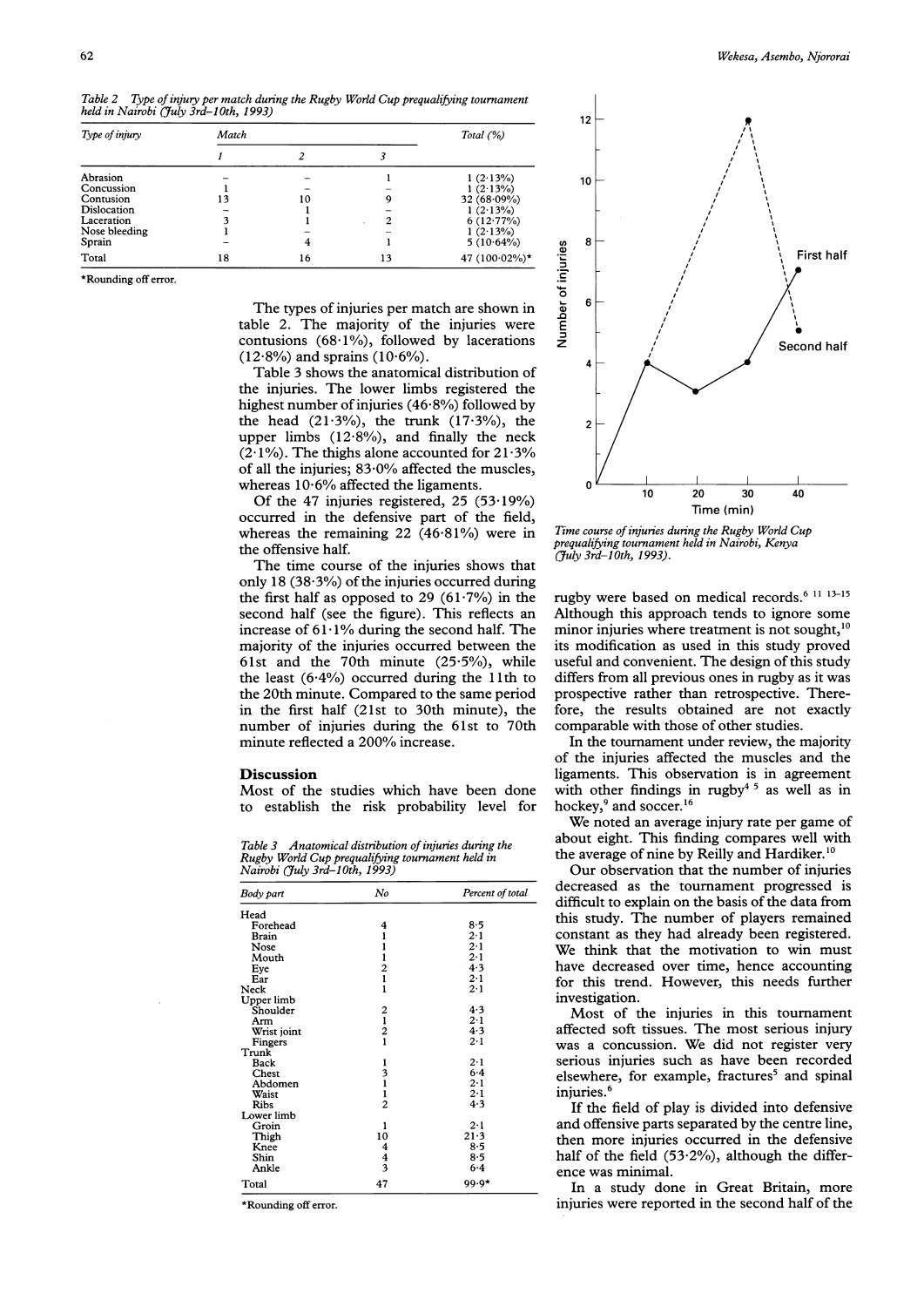*Table 2 Type of injury per match during the Rugby World Cup prequalifying tournament held in Nairobi (July 3rd–10th, 1993)*

| Type of injury | Match | | | Total (%) |
|---|---|---|---|---|
| | 1 | 2 | 3 | |
| Abrasion | – | – | 1 | 1 (2·13%) |
| Concussion | 1 | – | – | 1 (2·13%) |
| Contusion | 13 | 10 | 9 | 32 (68·09%) |
| Dislocation | – | 1 | – | 1 (2·13%) |
| Laceration | 3 | 1 | 2 | 6 (12·77%) |
| Nose bleeding | 1 | – | – | 1 (2·13%) |
| Sprain | – | 4 | 1 | 5 (10·64%) |
| Total | 18 | 16 | 13 | 47 (100·02%)* |

*Rounding off error.

The types of injuries per match are shown in table 2. The majority of the injuries were contusions (68·1%), followed by lacerations (12·8%) and sprains (10·6%).

Table 3 shows the anatomical distribution of the injuries. The lower limbs registered the highest number of injuries (46·8%) followed by the head (21·3%), the trunk (17·3%), the upper limbs (12·8%), and finally the neck (2·1%). The thighs alone accounted for 21·3% of all the injuries; 83·0% affected the muscles, whereas 10·6% affected the ligaments.

Of the 47 injuries registered, 25 (53·19%) occurred in the defensive part of the field, whereas the remaining 22 (46·81%) were in the offensive half.

The time course of the injuries shows that only 18 (38·3%) of the injuries occurred during the first half as opposed to 29 (61·7%) in the second half (see the figure). This reflects an increase of 61·1% during the second half. The majority of the injuries occurred between the 61st and the 70th minute (25·5%), while the least (6·4%) occurred during the 11th to the 20th minute. Compared to the same period in the first half (21st to 30th minute), the number of injuries during the 61st to 70th minute reflected a 200% increase.

## Discussion

Most of the studies which have been done to establish the risk probability level for rugby were based on medical records.[6 11 13–15] Although this approach tends to ignore some minor injuries where treatment is not sought,[10] its modification as used in this study proved useful and convenient. The design of this study differs from all previous ones in rugby as it was prospective rather than retrospective. Therefore, the results obtained are not exactly comparable with those of other studies.

*Table 3 Anatomical distribution of injuries during the Rugby World Cup prequalifying tournament held in Nairobi (July 3rd–10th, 1993)*

| Body part | No | Percent of total |
|---|---|---|
| Head | | |
| Forehead | 4 | 8·5 |
| Brain | 1 | 2·1 |
| Nose | 1 | 2·1 |
| Mouth | 1 | 2·1 |
| Eye | 2 | 4·3 |
| Ear | 1 | 2·1 |
| Neck | 1 | 2·1 |
| Upper limb | | |
| Shoulder | 2 | 4·3 |
| Arm | 1 | 2·1 |
| Wrist joint | 2 | 4·3 |
| Fingers | 1 | 2·1 |
| Trunk | | |
| Back | 1 | 2·1 |
| Chest | 3 | 6·4 |
| Abdomen | 1 | 2·1 |
| Waist | 1 | 2·1 |
| Ribs | 2 | 4·3 |
| Lower limb | | |
| Groin | 1 | 2·1 |
| Thigh | 10 | 21·3 |
| Knee | 4 | 8·5 |
| Shin | 4 | 8·5 |
| Ankle | 3 | 6·4 |
| Total | 47 | 99·9* |

*Rounding off error.

*Time course of injuries during the Rugby World Cup prequalifying tournament held in Nairobi, Kenya (July 3rd–10th, 1993).*

In the tournament under review, the majority of the injuries affected the muscles and the ligaments. This observation is in agreement with other findings in rugby[4 5] as well as in hockey,[9] and soccer.[16]

We noted an average injury rate per game of about eight. This finding compares well with the average of nine by Reilly and Hardiker.[10]

Our observation that the number of injuries decreased as the tournament progressed is difficult to explain on the basis of the data from this study. The number of players remained constant as they had already been registered. We think that the motivation to win must have decreased over time, hence accounting for this trend. However, this needs further investigation.

Most of the injuries in this tournament affected soft tissues. The most serious injury was a concussion. We did not register very serious injuries such as have been recorded elsewhere, for example, fractures[5] and spinal injuries.[6]

If the field of play is divided into defensive and offensive parts separated by the centre line, then more injuries occurred in the defensive half of the field (53·2%), although the difference was minimal.

In a study done in Great Britain, more injuries were reported in the second half of the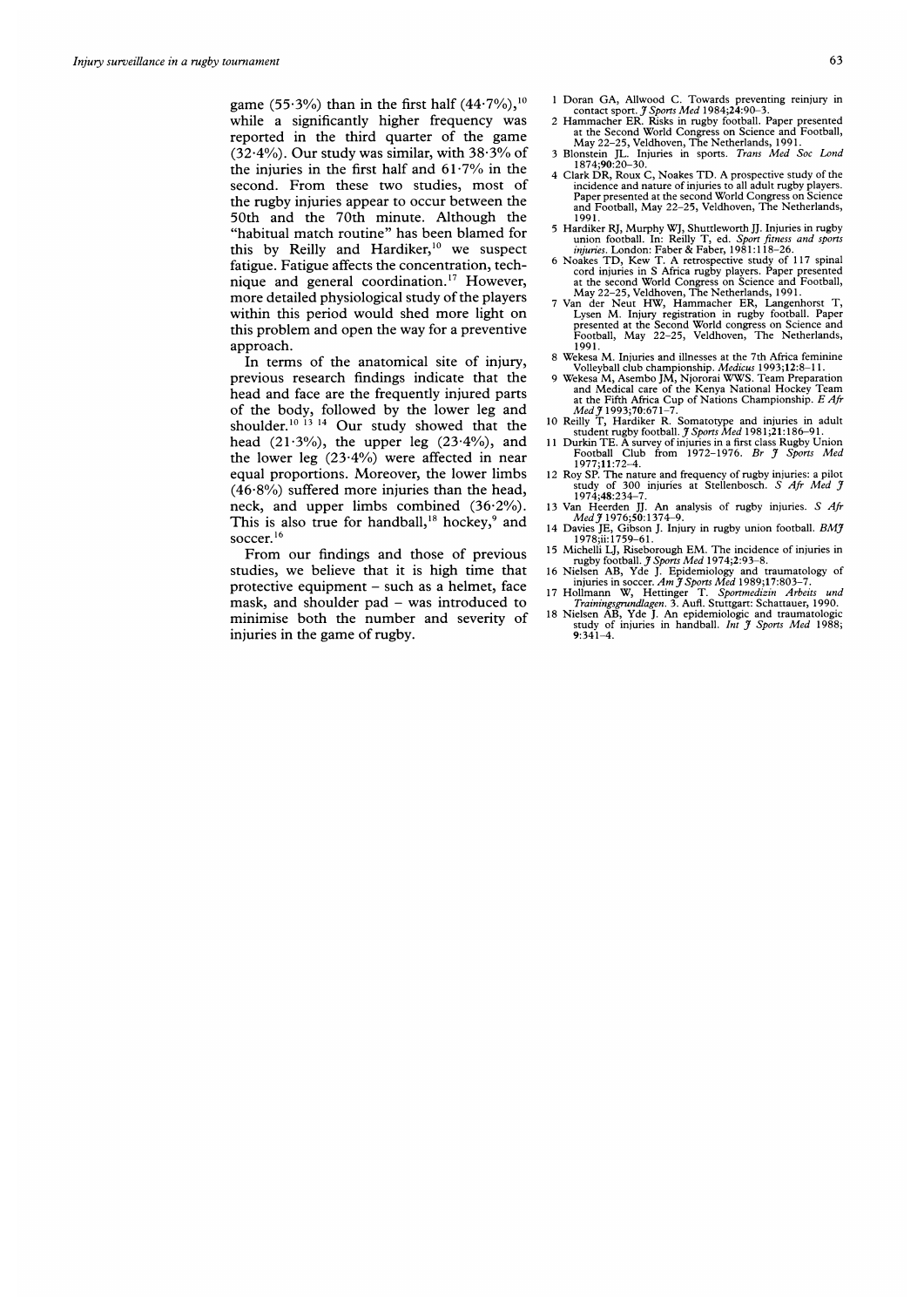game (55·3%) than in the first half (44·7%),[10] while a significantly higher frequency was reported in the third quarter of the game (32·4%). Our study was similar, with 38·3% of the injuries in the first half and 61·7% in the second. From these two studies, most of the rugby injuries appear to occur between the 50th and the 70th minute. Although the "habitual match routine" has been blamed for this by Reilly and Hardiker,[10] we suspect fatigue. Fatigue affects the concentration, technique and general coordination.[17] However, more detailed physiological study of the players within this period would shed more light on this problem and open the way for a preventive approach.

In terms of the anatomical site of injury, previous research findings indicate that the head and face are the frequently injured parts of the body, followed by the lower leg and shoulder.[10 13 14] Our study showed that the head (21·3%), the upper leg (23·4%), and the lower leg (23·4%) were affected in near equal proportions. Moreover, the lower limbs (46·8%) suffered more injuries than the head, neck, and upper limbs combined (36·2%). This is also true for handball,[18] hockey,[9] and soccer.[16]

From our findings and those of previous studies, we believe that it is high time that protective equipment – such as a helmet, face mask, and shoulder pad – was introduced to minimise both the number and severity of injuries in the game of rugby.

1. Doran GA, Allwood C. Towards preventing reinjury in contact sport. *J Sports Med* 1984;**24**:90–3.
2. Hammacher ER. Risks in rugby football. Paper presented at the Second World Congress on Science and Football, May 22–25, Veldhoven, The Netherlands, 1991.
3. Blonstein JL. Injuries in sports. *Trans Med Soc Lond* 1874;**90**:20–30.
4. Clark DR, Roux C, Noakes TD. A prospective study of the incidence and nature of injuries to all adult rugby players. Paper presented at the second World Congress on Science and Football, May 22–25, Veldhoven, The Netherlands, 1991.
5. Hardiker RJ, Murphy WJ, Shuttleworth JJ. Injuries in rugby union football. In: Reilly T, ed. *Sport fitness and sports injuries*. London: Faber & Faber, 1981:118–26.
6. Noakes TD, Kew T. A retrospective study of 117 spinal cord injuries in S Africa rugby players. Paper presented at the second World Congress on Science and Football, May 22–25, Veldhoven, The Netherlands, 1991.
7. Van der Neut HW, Hammacher ER, Langenhorst T, Lysen M. Injury registration in rugby football. Paper presented at the Second World congress on Science and Football, May 22–25, Veldhoven, The Netherlands, 1991.
8. Wekesa M. Injuries and illnesses at the 7th Africa feminine Volleyball club championship. *Medicus* 1993;**12**:8–11.
9. Wekesa M, Asembo JM, Njororai WWS. Team Preparation and Medical care of the Kenya National Hockey Team at the Fifth Africa Cup of Nations Championship. *E Afr Med J* 1993;**70**:671–7.
10. Reilly T, Hardiker R. Somatotype and injuries in adult student rugby football. *J Sports Med* 1981;**21**:186–91.
11. Durkin TE. A survey of injuries in a first class Rugby Union Football Club from 1972–1976. *Br J Sports Med* 1977;**11**:72–4.
12. Roy SP. The nature and frequency of rugby injuries: a pilot study of 300 injuries at Stellenbosch. *S Afr Med J* 1974;**48**:234–7.
13. Van Heerden JJ. An analysis of rugby injuries. *S Afr Med J* 1976;**50**:1374–9.
14. Davies JE, Gibson J. Injury in rugby union football. *BMJ* 1978;ii:1759–61.
15. Michelli LJ, Riseborough EM. The incidence of injuries in rugby football. *J Sports Med* 1974;**2**:93–8.
16. Nielsen AB, Yde J. Epidemiology and traumatology of injuries in soccer. *Am J Sports Med* 1989;**17**:803–7.
17. Hollmann W, Hettinger T. *Sportmedizin Arbeits und Trainingsgrundlagen*. 3. Aufl. Stuttgart: Schattauer, 1990.
18. Nielsen AB, Yde J. An epidemiologic and traumatologic study of injuries in handball. *Int J Sports Med* 1988; **9**:341–4.